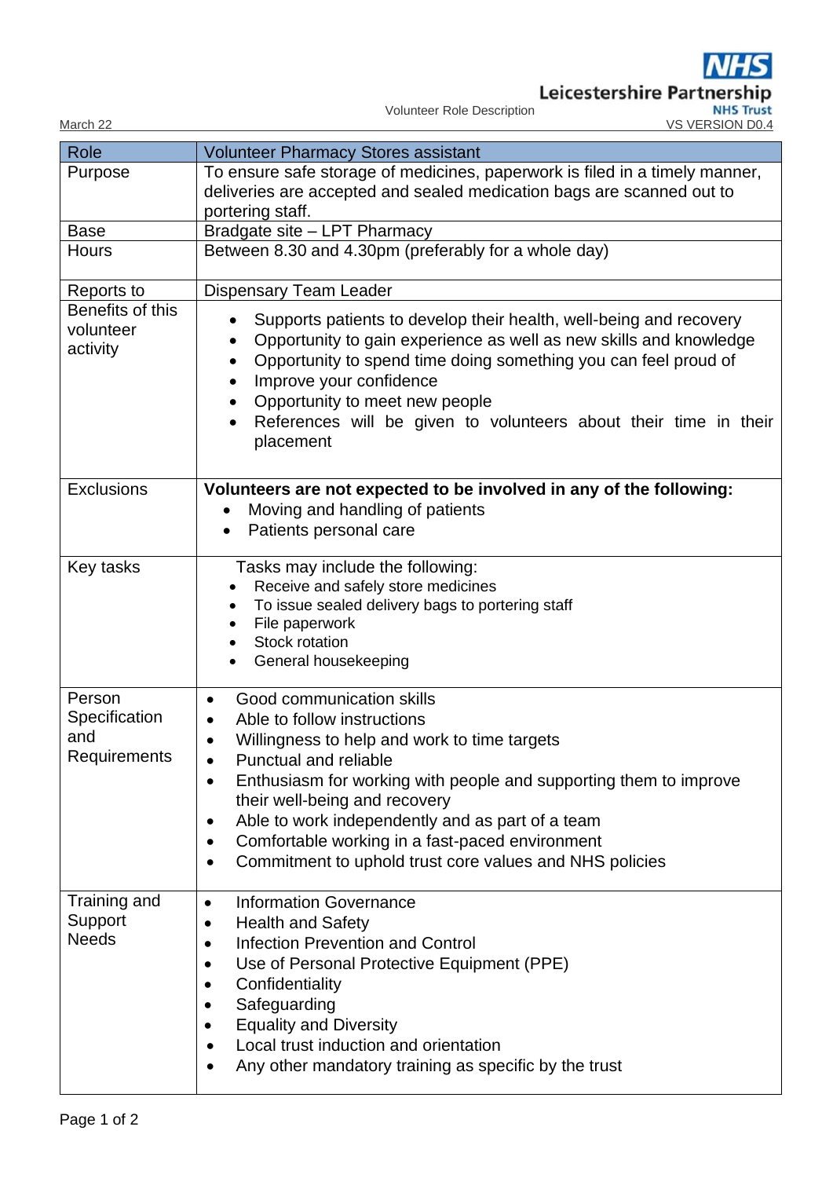Leicestershire Partnership NHS Trust

Volunteer Role Description

March 22 | VS VERSION D0.4

| Role | Volunteer Pharmacy Stores assistant |
|---|---|
| Purpose | To ensure safe storage of medicines, paperwork is filed in a timely manner, deliveries are accepted and sealed medication bags are scanned out to portering staff. |
| Base | Bradgate site – LPT Pharmacy |
| Hours | Between 8.30 and 4.30pm (preferably for a whole day) |
| Reports to | Dispensary Team Leader |
| Benefits of this volunteer activity | • Supports patients to develop their health, well-being and recovery<br>• Opportunity to gain experience as well as new skills and knowledge<br>• Opportunity to spend time doing something you can feel proud of<br>• Improve your confidence<br>• Opportunity to meet new people<br>• References will be given to volunteers about their time in their placement |
| Exclusions | **Volunteers are not expected to be involved in any of the following:**<br>• Moving and handling of patients<br>• Patients personal care |
| Key tasks | Tasks may include the following:<br>• Receive and safely store medicines<br>• To issue sealed delivery bags to portering staff<br>• File paperwork<br>• Stock rotation<br>• General housekeeping |
| Person Specification and Requirements | • Good communication skills<br>• Able to follow instructions<br>• Willingness to help and work to time targets<br>• Punctual and reliable<br>• Enthusiasm for working with people and supporting them to improve their well-being and recovery<br>• Able to work independently and as part of a team<br>• Comfortable working in a fast-paced environment<br>• Commitment to uphold trust core values and NHS policies |
| Training and Support Needs | • Information Governance<br>• Health and Safety<br>• Infection Prevention and Control<br>• Use of Personal Protective Equipment (PPE)<br>• Confidentiality<br>• Safeguarding<br>• Equality and Diversity<br>• Local trust induction and orientation<br>• Any other mandatory training as specific by the trust |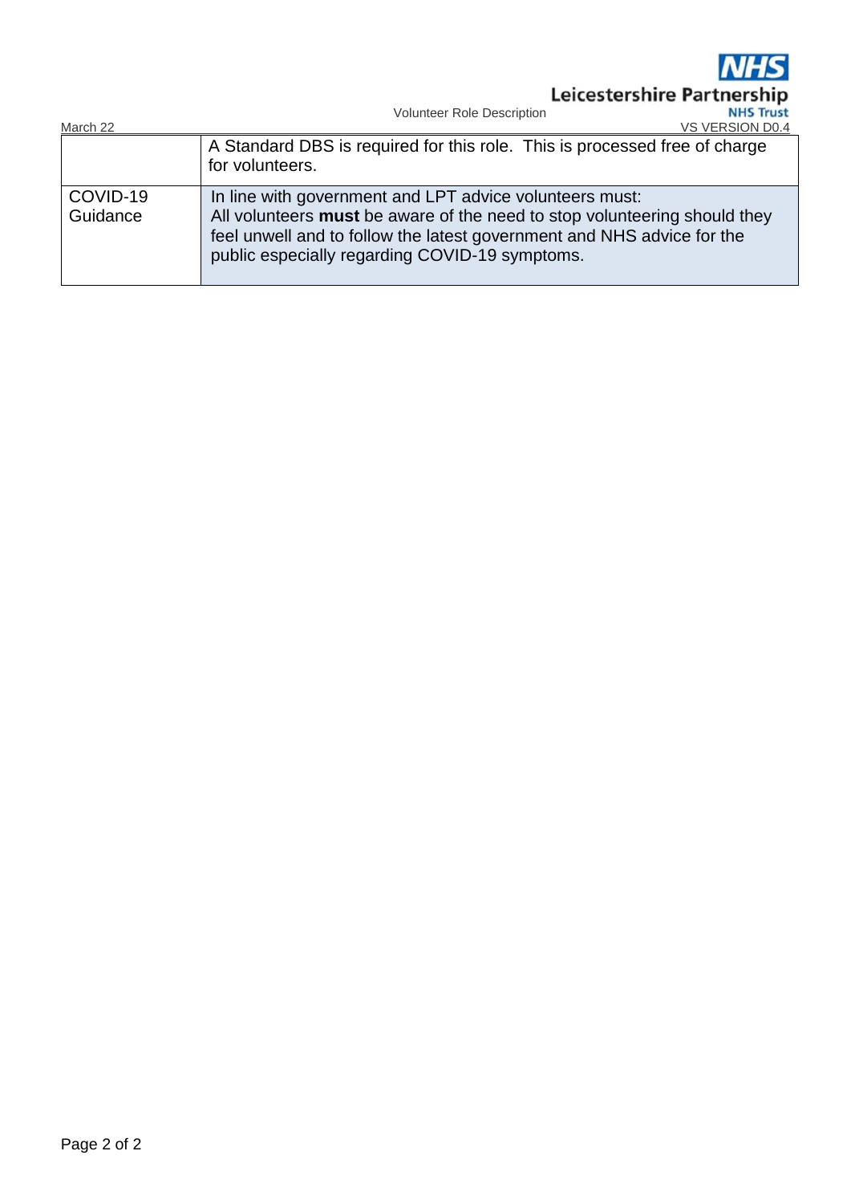| | |
|---|---|
| | A Standard DBS is required for this role. This is processed free of charge for volunteers. |
| COVID-19 Guidance | In line with government and LPT advice volunteers must:<br>All volunteers **must** be aware of the need to stop volunteering should they feel unwell and to follow the latest government and NHS advice for the public especially regarding COVID-19 symptoms. |